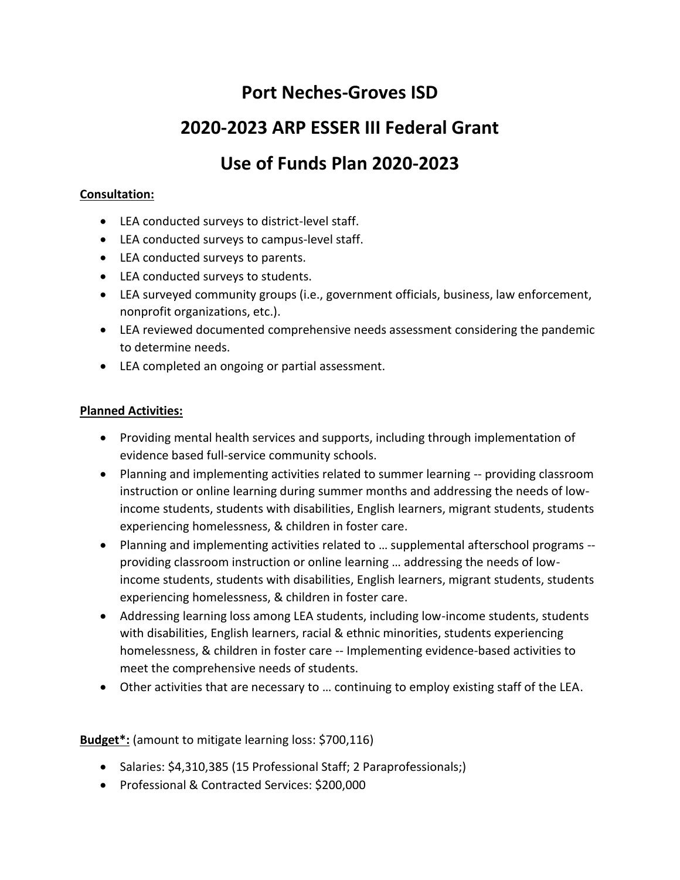# Port Neches-Groves ISD

# 2020-2023 ARP ESSER III Federal Grant

# Use of Funds Plan 2020-2023

**Consultation:**

- LEA conducted surveys to district-level staff.
- LEA conducted surveys to campus-level staff.
- LEA conducted surveys to parents.
- LEA conducted surveys to students.
- LEA surveyed community groups (i.e., government officials, business, law enforcement, nonprofit organizations, etc.).
- LEA reviewed documented comprehensive needs assessment considering the pandemic to determine needs.
- LEA completed an ongoing or partial assessment.

**Planned Activities:**

- Providing mental health services and supports, including through implementation of evidence based full-service community schools.
- Planning and implementing activities related to summer learning -- providing classroom instruction or online learning during summer months and addressing the needs of low-income students, students with disabilities, English learners, migrant students, students experiencing homelessness, & children in foster care.
- Planning and implementing activities related to … supplemental afterschool programs -- providing classroom instruction or online learning … addressing the needs of low-income students, students with disabilities, English learners, migrant students, students experiencing homelessness, & children in foster care.
- Addressing learning loss among LEA students, including low-income students, students with disabilities, English learners, racial & ethnic minorities, students experiencing homelessness, & children in foster care -- Implementing evidence-based activities to meet the comprehensive needs of students.
- Other activities that are necessary to … continuing to employ existing staff of the LEA.

**Budget*:** (amount to mitigate learning loss: $700,116)

- Salaries: $4,310,385 (15 Professional Staff; 2 Paraprofessionals;)
- Professional & Contracted Services: $200,000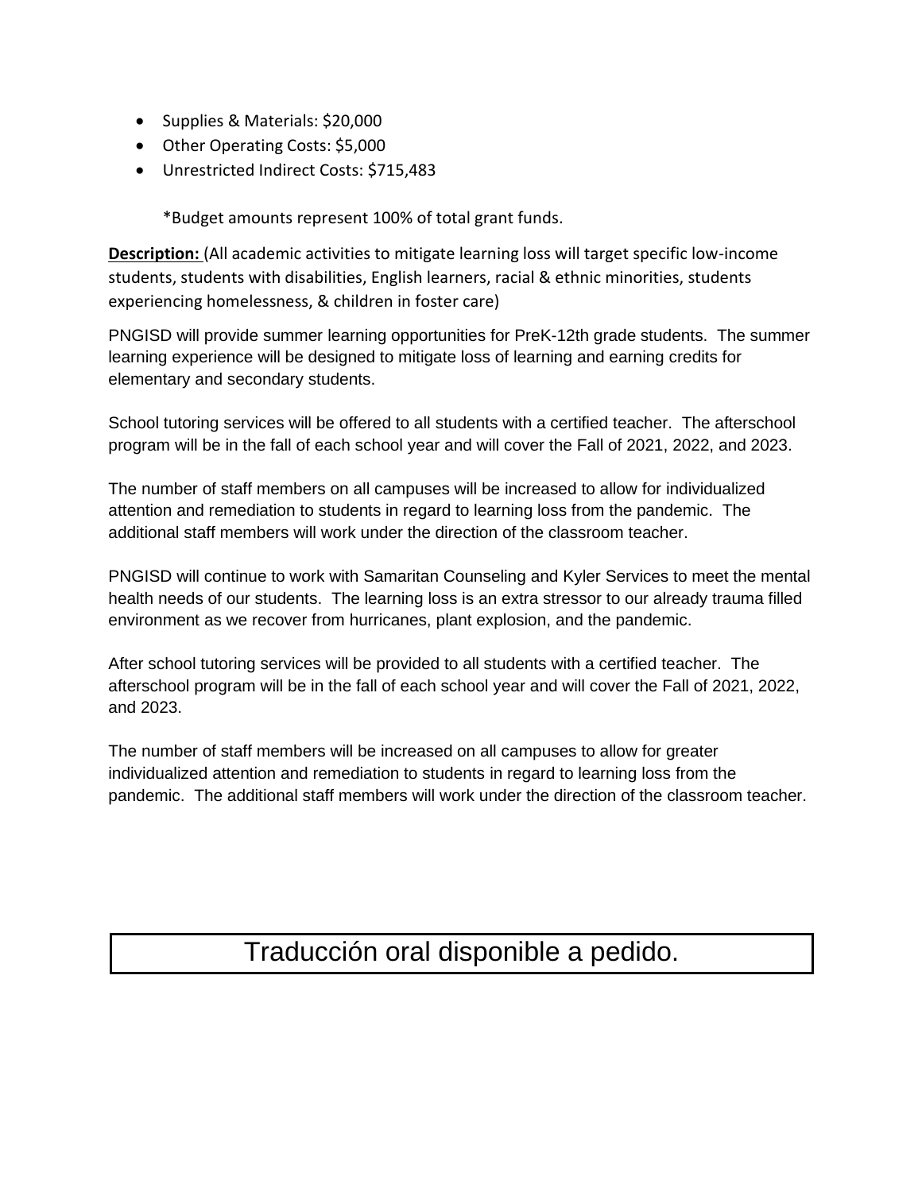- Supplies & Materials: $20,000
- Other Operating Costs: $5,000
- Unrestricted Indirect Costs: $715,483

*Budget amounts represent 100% of total grant funds.

**Description:** (All academic activities to mitigate learning loss will target specific low-income students, students with disabilities, English learners, racial & ethnic minorities, students experiencing homelessness, & children in foster care)

PNGISD will provide summer learning opportunities for PreK-12th grade students. The summer learning experience will be designed to mitigate loss of learning and earning credits for elementary and secondary students.

School tutoring services will be offered to all students with a certified teacher. The afterschool program will be in the fall of each school year and will cover the Fall of 2021, 2022, and 2023.

The number of staff members on all campuses will be increased to allow for individualized attention and remediation to students in regard to learning loss from the pandemic. The additional staff members will work under the direction of the classroom teacher.

PNGISD will continue to work with Samaritan Counseling and Kyler Services to meet the mental health needs of our students. The learning loss is an extra stressor to our already trauma filled environment as we recover from hurricanes, plant explosion, and the pandemic.

After school tutoring services will be provided to all students with a certified teacher. The afterschool program will be in the fall of each school year and will cover the Fall of 2021, 2022, and 2023.

The number of staff members will be increased on all campuses to allow for greater individualized attention and remediation to students in regard to learning loss from the pandemic. The additional staff members will work under the direction of the classroom teacher.

Traducción oral disponible a pedido.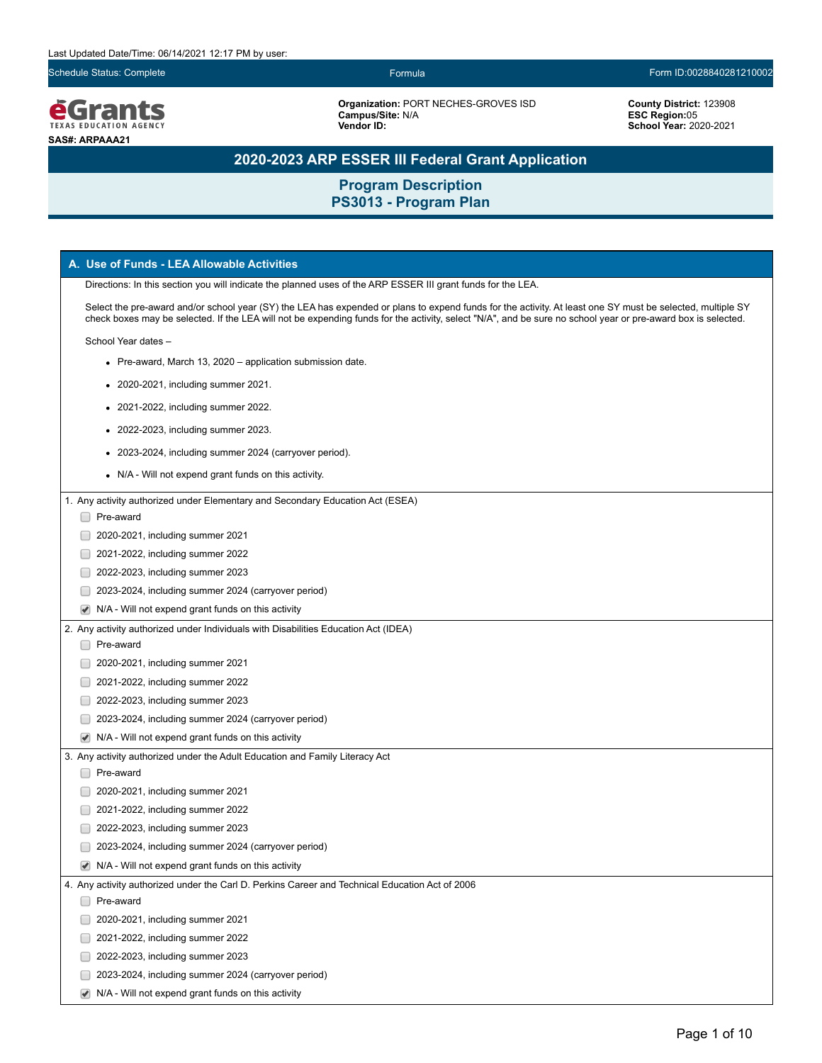Last Updated Date/Time: 06/14/2021 12:17 PM by user:

Schedule Status: Complete | Formula | Form ID:0028840281210002

**eGrants** TEXAS EDUCATION AGENCY

**SAS#: ARPAAA21**

**Organization:** PORT NECHES-GROVES ISD
**Campus/Site:** N/A
**Vendor ID:**

**County District:** 123908
**ESC Region:** 05
**School Year:** 2020-2021

# 2020-2023 ARP ESSER III Federal Grant Application

## Program Description
## PS3013 - Program Plan

### A. Use of Funds - LEA Allowable Activities

Directions: In this section you will indicate the planned uses of the ARP ESSER III grant funds for the LEA.

Select the pre-award and/or school year (SY) the LEA has expended or plans to expend funds for the activity. At least one SY must be selected, multiple SY check boxes may be selected. If the LEA will not be expending funds for the activity, select "N/A", and be sure no school year or pre-award box is selected.

School Year dates –

- Pre-award, March 13, 2020 – application submission date.
- 2020-2021, including summer 2021.
- 2021-2022, including summer 2022.
- 2022-2023, including summer 2023.
- 2023-2024, including summer 2024 (carryover period).
- N/A - Will not expend grant funds on this activity.

1. Any activity authorized under Elementary and Secondary Education Act (ESEA)
   - [ ] Pre-award
   - [ ] 2020-2021, including summer 2021
   - [ ] 2021-2022, including summer 2022
   - [ ] 2022-2023, including summer 2023
   - [ ] 2023-2024, including summer 2024 (carryover period)
   - [x] N/A - Will not expend grant funds on this activity

2. Any activity authorized under Individuals with Disabilities Education Act (IDEA)
   - [ ] Pre-award
   - [ ] 2020-2021, including summer 2021
   - [ ] 2021-2022, including summer 2022
   - [ ] 2022-2023, including summer 2023
   - [ ] 2023-2024, including summer 2024 (carryover period)
   - [x] N/A - Will not expend grant funds on this activity

3. Any activity authorized under the Adult Education and Family Literacy Act
   - [ ] Pre-award
   - [ ] 2020-2021, including summer 2021
   - [ ] 2021-2022, including summer 2022
   - [ ] 2022-2023, including summer 2023
   - [ ] 2023-2024, including summer 2024 (carryover period)
   - [x] N/A - Will not expend grant funds on this activity

4. Any activity authorized under the Carl D. Perkins Career and Technical Education Act of 2006
   - [ ] Pre-award
   - [ ] 2020-2021, including summer 2021
   - [ ] 2021-2022, including summer 2022
   - [ ] 2022-2023, including summer 2023
   - [ ] 2023-2024, including summer 2024 (carryover period)
   - [x] N/A - Will not expend grant funds on this activity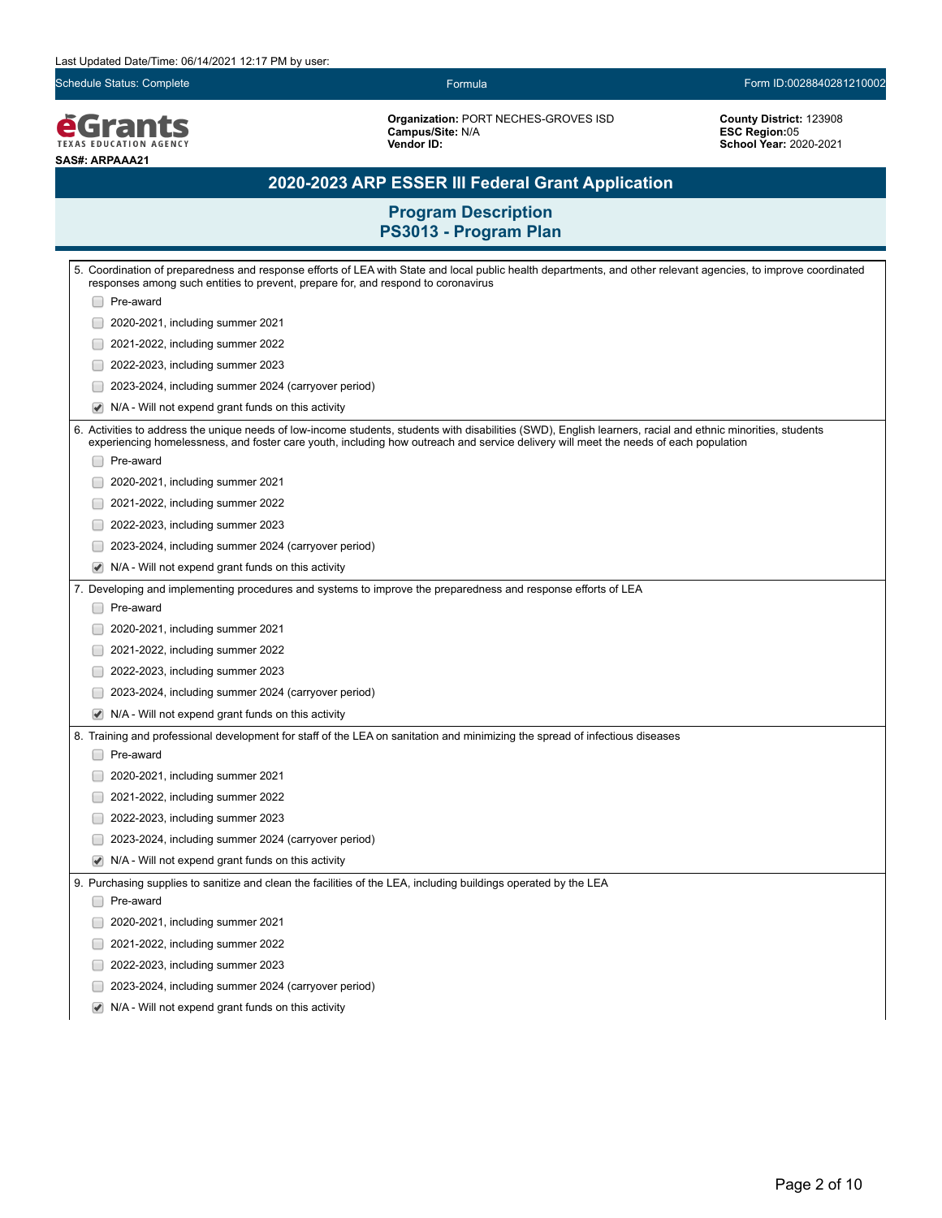Last Updated Date/Time: 06/14/2021 12:17 PM by user:

Schedule Status: Complete | Formula | Form ID:0028840281210002

**Organization:** PORT NECHES-GROVES ISD
**Campus/Site:** N/A
**Vendor ID:**

**County District:** 123908
**ESC Region:** 05
**School Year:** 2020-2021

**SAS#: ARPAAA21**

## 2020-2023 ARP ESSER III Federal Grant Application

### Program Description
### PS3013 - Program Plan

5. Coordination of preparedness and response efforts of LEA with State and local public health departments, and other relevant agencies, to improve coordinated responses among such entities to prevent, prepare for, and respond to coronavirus
   - [ ] Pre-award
   - [ ] 2020-2021, including summer 2021
   - [ ] 2021-2022, including summer 2022
   - [ ] 2022-2023, including summer 2023
   - [ ] 2023-2024, including summer 2024 (carryover period)
   - [x] N/A - Will not expend grant funds on this activity

6. Activities to address the unique needs of low-income students, students with disabilities (SWD), English learners, racial and ethnic minorities, students experiencing homelessness, and foster care youth, including how outreach and service delivery will meet the needs of each population
   - [ ] Pre-award
   - [ ] 2020-2021, including summer 2021
   - [ ] 2021-2022, including summer 2022
   - [ ] 2022-2023, including summer 2023
   - [ ] 2023-2024, including summer 2024 (carryover period)
   - [x] N/A - Will not expend grant funds on this activity

7. Developing and implementing procedures and systems to improve the preparedness and response efforts of LEA
   - [ ] Pre-award
   - [ ] 2020-2021, including summer 2021
   - [ ] 2021-2022, including summer 2022
   - [ ] 2022-2023, including summer 2023
   - [ ] 2023-2024, including summer 2024 (carryover period)
   - [x] N/A - Will not expend grant funds on this activity

8. Training and professional development for staff of the LEA on sanitation and minimizing the spread of infectious diseases
   - [ ] Pre-award
   - [ ] 2020-2021, including summer 2021
   - [ ] 2021-2022, including summer 2022
   - [ ] 2022-2023, including summer 2023
   - [ ] 2023-2024, including summer 2024 (carryover period)
   - [x] N/A - Will not expend grant funds on this activity

9. Purchasing supplies to sanitize and clean the facilities of the LEA, including buildings operated by the LEA
   - [ ] Pre-award
   - [ ] 2020-2021, including summer 2021
   - [ ] 2021-2022, including summer 2022
   - [ ] 2022-2023, including summer 2023
   - [ ] 2023-2024, including summer 2024 (carryover period)
   - [x] N/A - Will not expend grant funds on this activity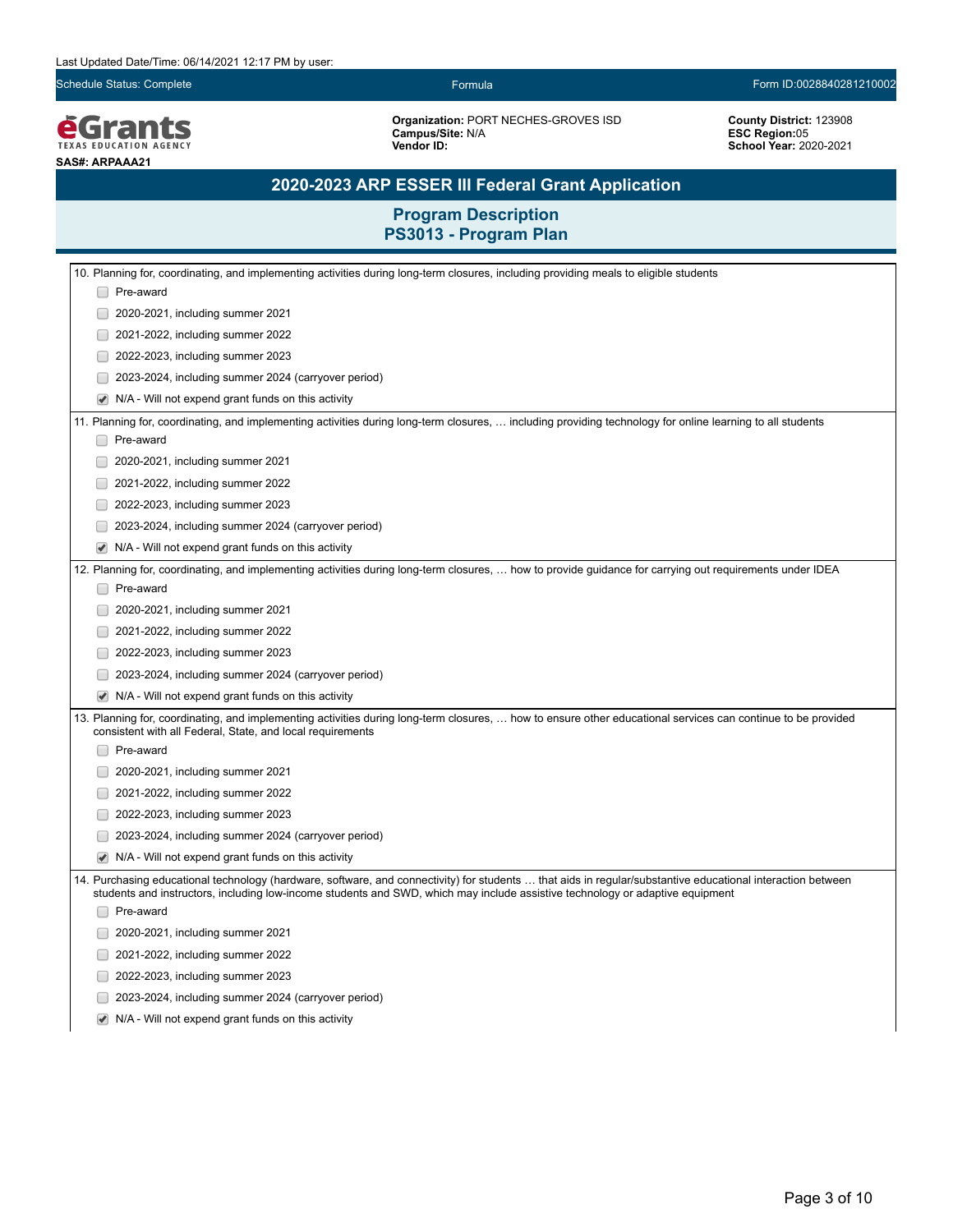Schedule Status: Complete | Formula | Form ID:0028840281210002

**eGrants** TEXAS EDUCATION AGENCY

**SAS#: ARPAAA21**

**Organization:** PORT NECHES-GROVES ISD
**Campus/Site:** N/A
**Vendor ID:**

**County District:** 123908
**ESC Region:** 05
**School Year:** 2020-2021

# 2020-2023 ARP ESSER III Federal Grant Application

## Program Description
## PS3013 - Program Plan

10. Planning for, coordinating, and implementing activities during long-term closures, including providing meals to eligible students

- [ ] Pre-award
- [ ] 2020-2021, including summer 2021
- [ ] 2021-2022, including summer 2022
- [ ] 2022-2023, including summer 2023
- [ ] 2023-2024, including summer 2024 (carryover period)
- [x] N/A - Will not expend grant funds on this activity

11. Planning for, coordinating, and implementing activities during long-term closures, … including providing technology for online learning to all students

- [ ] Pre-award
- [ ] 2020-2021, including summer 2021
- [ ] 2021-2022, including summer 2022
- [ ] 2022-2023, including summer 2023
- [ ] 2023-2024, including summer 2024 (carryover period)
- [x] N/A - Will not expend grant funds on this activity

12. Planning for, coordinating, and implementing activities during long-term closures, … how to provide guidance for carrying out requirements under IDEA

- [ ] Pre-award
- [ ] 2020-2021, including summer 2021
- [ ] 2021-2022, including summer 2022
- [ ] 2022-2023, including summer 2023
- [ ] 2023-2024, including summer 2024 (carryover period)
- [x] N/A - Will not expend grant funds on this activity

13. Planning for, coordinating, and implementing activities during long-term closures, … how to ensure other educational services can continue to be provided consistent with all Federal, State, and local requirements

- [ ] Pre-award
- [ ] 2020-2021, including summer 2021
- [ ] 2021-2022, including summer 2022
- [ ] 2022-2023, including summer 2023
- [ ] 2023-2024, including summer 2024 (carryover period)
- [x] N/A - Will not expend grant funds on this activity

14. Purchasing educational technology (hardware, software, and connectivity) for students … that aids in regular/substantive educational interaction between students and instructors, including low-income students and SWD, which may include assistive technology or adaptive equipment

- [ ] Pre-award
- [ ] 2020-2021, including summer 2021
- [ ] 2021-2022, including summer 2022
- [ ] 2022-2023, including summer 2023
- [ ] 2023-2024, including summer 2024 (carryover period)
- [x] N/A - Will not expend grant funds on this activity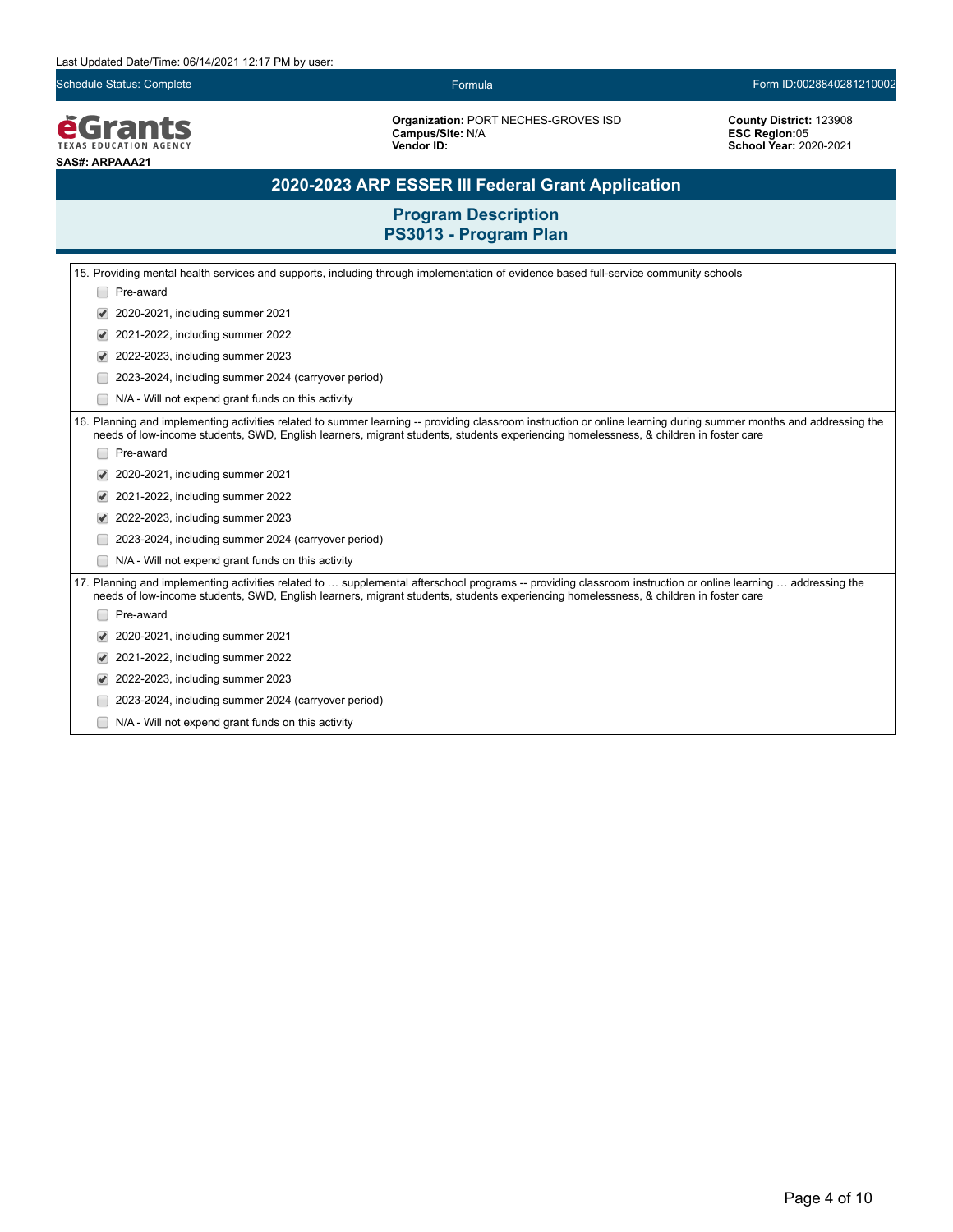Last Updated Date/Time: 06/14/2021 12:17 PM by user:

Schedule Status: Complete | Formula | Form ID:0028840281210002

**Organization:** PORT NECHES-GROVES ISD
**Campus/Site:** N/A
**Vendor ID:**

**County District:** 123908
**ESC Region:** 05
**School Year:** 2020-2021

**SAS#: ARPAAA21**

## 2020-2023 ARP ESSER III Federal Grant Application

### Program Description
### PS3013 - Program Plan

15. Providing mental health services and supports, including through implementation of evidence based full-service community schools

- [ ] Pre-award
- [x] 2020-2021, including summer 2021
- [x] 2021-2022, including summer 2022
- [x] 2022-2023, including summer 2023
- [ ] 2023-2024, including summer 2024 (carryover period)
- [ ] N/A - Will not expend grant funds on this activity

16. Planning and implementing activities related to summer learning -- providing classroom instruction or online learning during summer months and addressing the needs of low-income students, SWD, English learners, migrant students, students experiencing homelessness, & children in foster care

- [ ] Pre-award
- [x] 2020-2021, including summer 2021
- [x] 2021-2022, including summer 2022
- [x] 2022-2023, including summer 2023
- [ ] 2023-2024, including summer 2024 (carryover period)
- [ ] N/A - Will not expend grant funds on this activity

17. Planning and implementing activities related to … supplemental afterschool programs -- providing classroom instruction or online learning … addressing the needs of low-income students, SWD, English learners, migrant students, students experiencing homelessness, & children in foster care

- [ ] Pre-award
- [x] 2020-2021, including summer 2021
- [x] 2021-2022, including summer 2022
- [x] 2022-2023, including summer 2023
- [ ] 2023-2024, including summer 2024 (carryover period)
- [ ] N/A - Will not expend grant funds on this activity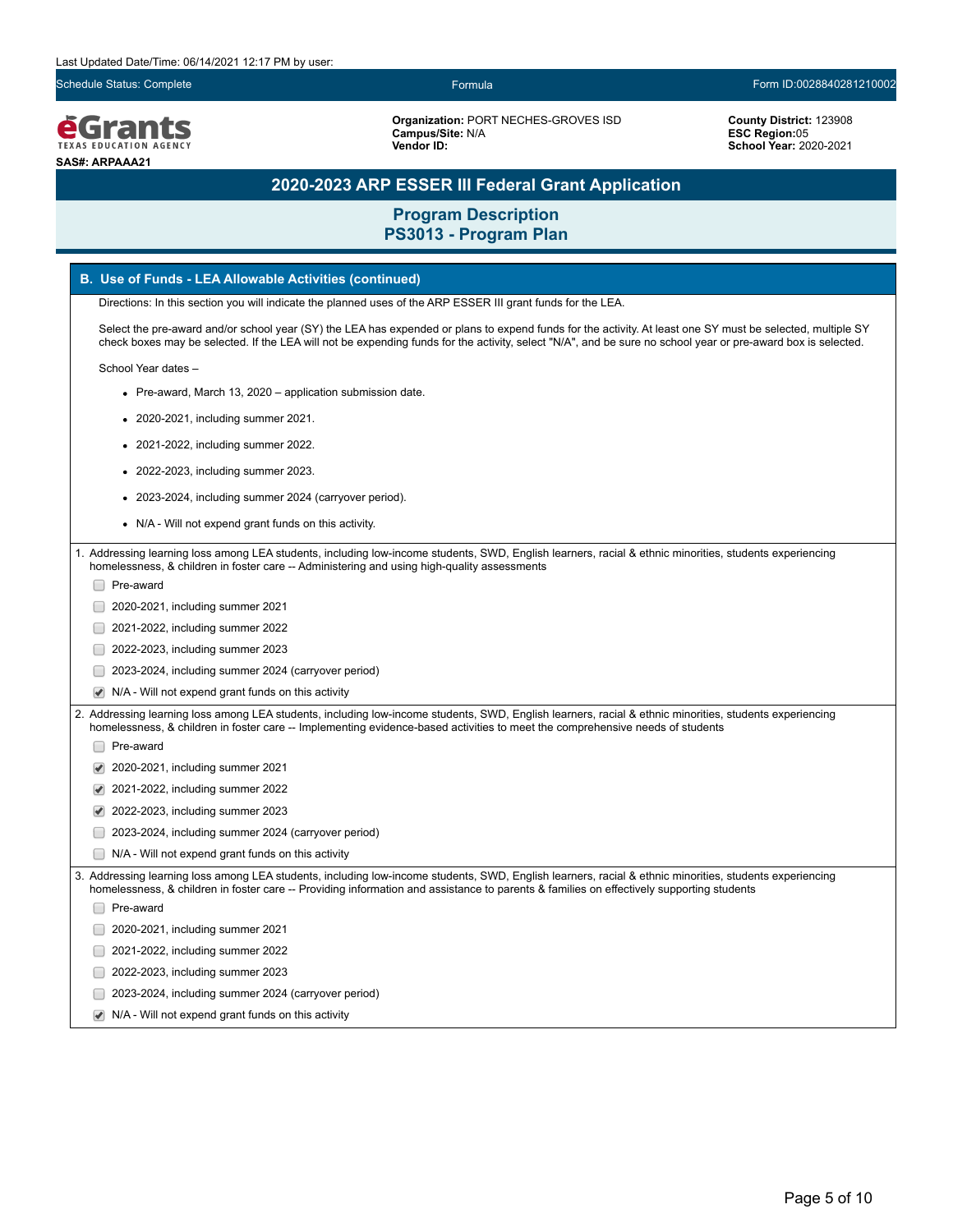Last Updated Date/Time: 06/14/2021 12:17 PM by user:

Schedule Status: Complete | Formula | Form ID:0028840281210002

**eGrants** TEXAS EDUCATION AGENCY

**SAS#: ARPAAA21**

**Organization:** PORT NECHES-GROVES ISD
**Campus/Site:** N/A
**Vendor ID:**

**County District:** 123908
**ESC Region:** 05
**School Year:** 2020-2021

# 2020-2023 ARP ESSER III Federal Grant Application

## Program Description
## PS3013 - Program Plan

### B. Use of Funds - LEA Allowable Activities (continued)

Directions: In this section you will indicate the planned uses of the ARP ESSER III grant funds for the LEA.

Select the pre-award and/or school year (SY) the LEA has expended or plans to expend funds for the activity. At least one SY must be selected, multiple SY check boxes may be selected. If the LEA will not be expending funds for the activity, select "N/A", and be sure no school year or pre-award box is selected.

School Year dates –

- Pre-award, March 13, 2020 – application submission date.
- 2020-2021, including summer 2021.
- 2021-2022, including summer 2022.
- 2022-2023, including summer 2023.
- 2023-2024, including summer 2024 (carryover period).
- N/A - Will not expend grant funds on this activity.

1. Addressing learning loss among LEA students, including low-income students, SWD, English learners, racial & ethnic minorities, students experiencing homelessness, & children in foster care -- Administering and using high-quality assessments

- [ ] Pre-award
- [ ] 2020-2021, including summer 2021
- [ ] 2021-2022, including summer 2022
- [ ] 2022-2023, including summer 2023
- [ ] 2023-2024, including summer 2024 (carryover period)
- [x] N/A - Will not expend grant funds on this activity

2. Addressing learning loss among LEA students, including low-income students, SWD, English learners, racial & ethnic minorities, students experiencing homelessness, & children in foster care -- Implementing evidence-based activities to meet the comprehensive needs of students

- [ ] Pre-award
- [x] 2020-2021, including summer 2021
- [x] 2021-2022, including summer 2022
- [x] 2022-2023, including summer 2023
- [ ] 2023-2024, including summer 2024 (carryover period)
- [ ] N/A - Will not expend grant funds on this activity

3. Addressing learning loss among LEA students, including low-income students, SWD, English learners, racial & ethnic minorities, students experiencing homelessness, & children in foster care -- Providing information and assistance to parents & families on effectively supporting students

- [ ] Pre-award
- [ ] 2020-2021, including summer 2021
- [ ] 2021-2022, including summer 2022
- [ ] 2022-2023, including summer 2023
- [ ] 2023-2024, including summer 2024 (carryover period)
- [x] N/A - Will not expend grant funds on this activity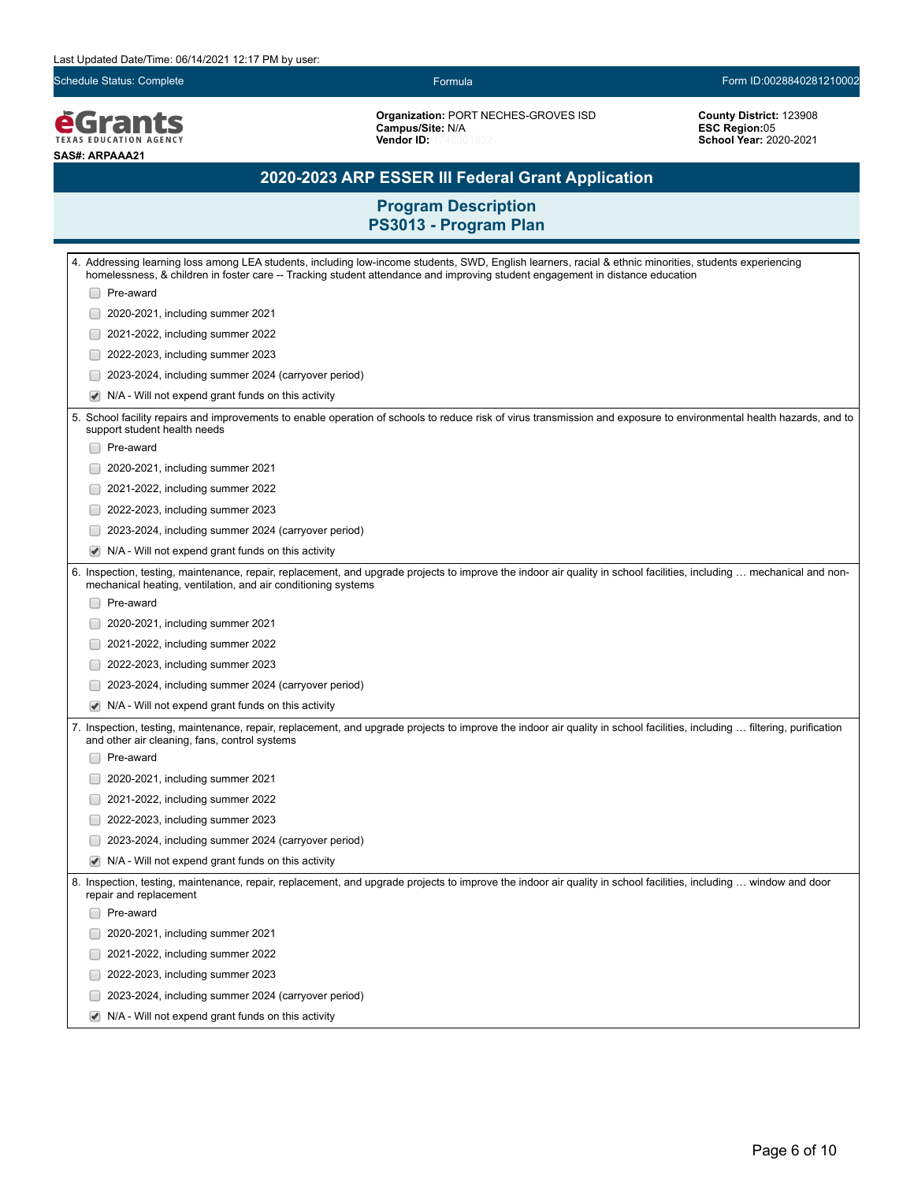Last Updated Date/Time: 06/14/2021 12:17 PM by user:

Schedule Status: Complete | Formula | Form ID:0028840281210002

**Organization:** PORT NECHES-GROVES ISD
**Campus/Site:** N/A
**Vendor ID:** 1746001932

**County District:** 123908
**ESC Region:**05
**School Year:** 2020-2021

**SAS#: ARPAAA21**

## 2020-2023 ARP ESSER III Federal Grant Application

### Program Description
### PS3013 - Program Plan

4. Addressing learning loss among LEA students, including low-income students, SWD, English learners, racial & ethnic minorities, students experiencing homelessness, & children in foster care -- Tracking student attendance and improving student engagement in distance education

- [ ] Pre-award
- [ ] 2020-2021, including summer 2021
- [ ] 2021-2022, including summer 2022
- [ ] 2022-2023, including summer 2023
- [ ] 2023-2024, including summer 2024 (carryover period)
- [x] N/A - Will not expend grant funds on this activity

5. School facility repairs and improvements to enable operation of schools to reduce risk of virus transmission and exposure to environmental health hazards, and to support student health needs

- [ ] Pre-award
- [ ] 2020-2021, including summer 2021
- [ ] 2021-2022, including summer 2022
- [ ] 2022-2023, including summer 2023
- [ ] 2023-2024, including summer 2024 (carryover period)
- [x] N/A - Will not expend grant funds on this activity

6. Inspection, testing, maintenance, repair, replacement, and upgrade projects to improve the indoor air quality in school facilities, including … mechanical and non-mechanical heating, ventilation, and air conditioning systems

- [ ] Pre-award
- [ ] 2020-2021, including summer 2021
- [ ] 2021-2022, including summer 2022
- [ ] 2022-2023, including summer 2023
- [ ] 2023-2024, including summer 2024 (carryover period)
- [x] N/A - Will not expend grant funds on this activity

7. Inspection, testing, maintenance, repair, replacement, and upgrade projects to improve the indoor air quality in school facilities, including … filtering, purification and other air cleaning, fans, control systems

- [ ] Pre-award
- [ ] 2020-2021, including summer 2021
- [ ] 2021-2022, including summer 2022
- [ ] 2022-2023, including summer 2023
- [ ] 2023-2024, including summer 2024 (carryover period)
- [x] N/A - Will not expend grant funds on this activity

8. Inspection, testing, maintenance, repair, replacement, and upgrade projects to improve the indoor air quality in school facilities, including … window and door repair and replacement

- [ ] Pre-award
- [ ] 2020-2021, including summer 2021
- [ ] 2021-2022, including summer 2022
- [ ] 2022-2023, including summer 2023
- [ ] 2023-2024, including summer 2024 (carryover period)
- [x] N/A - Will not expend grant funds on this activity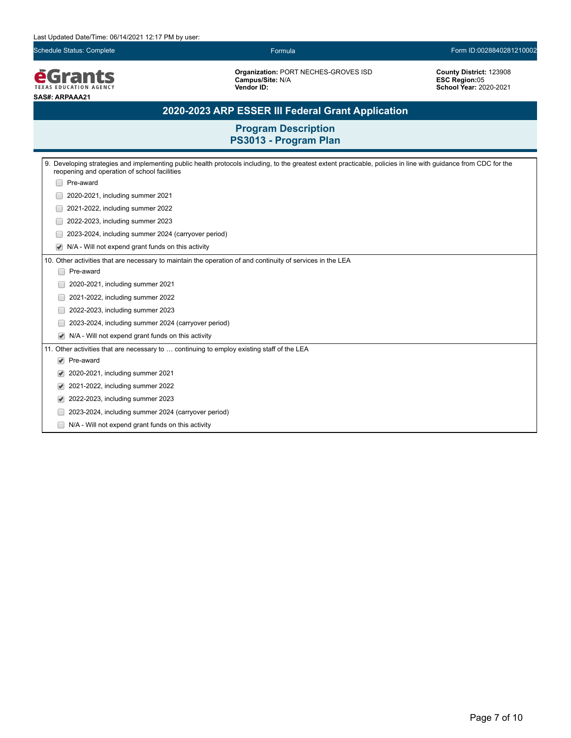Last Updated Date/Time: 06/14/2021 12:17 PM by user:

Schedule Status: Complete | Formula | Form ID:0028840281210002

**Organization:** PORT NECHES-GROVES ISD
**Campus/Site:** N/A
**Vendor ID:**

**County District:** 123908
**ESC Region:** 05
**School Year:** 2020-2021

**SAS#: ARPAAA21**

# 2020-2023 ARP ESSER III Federal Grant Application

## Program Description
## PS3013 - Program Plan

9. Developing strategies and implementing public health protocols including, to the greatest extent practicable, policies in line with guidance from CDC for the reopening and operation of school facilities

- [ ] Pre-award
- [ ] 2020-2021, including summer 2021
- [ ] 2021-2022, including summer 2022
- [ ] 2022-2023, including summer 2023
- [ ] 2023-2024, including summer 2024 (carryover period)
- [x] N/A - Will not expend grant funds on this activity

10. Other activities that are necessary to maintain the operation of and continuity of services in the LEA

- [ ] Pre-award
- [ ] 2020-2021, including summer 2021
- [ ] 2021-2022, including summer 2022
- [ ] 2022-2023, including summer 2023
- [ ] 2023-2024, including summer 2024 (carryover period)
- [x] N/A - Will not expend grant funds on this activity

11. Other activities that are necessary to … continuing to employ existing staff of the LEA

- [x] Pre-award
- [x] 2020-2021, including summer 2021
- [x] 2021-2022, including summer 2022
- [x] 2022-2023, including summer 2023
- [ ] 2023-2024, including summer 2024 (carryover period)
- [ ] N/A - Will not expend grant funds on this activity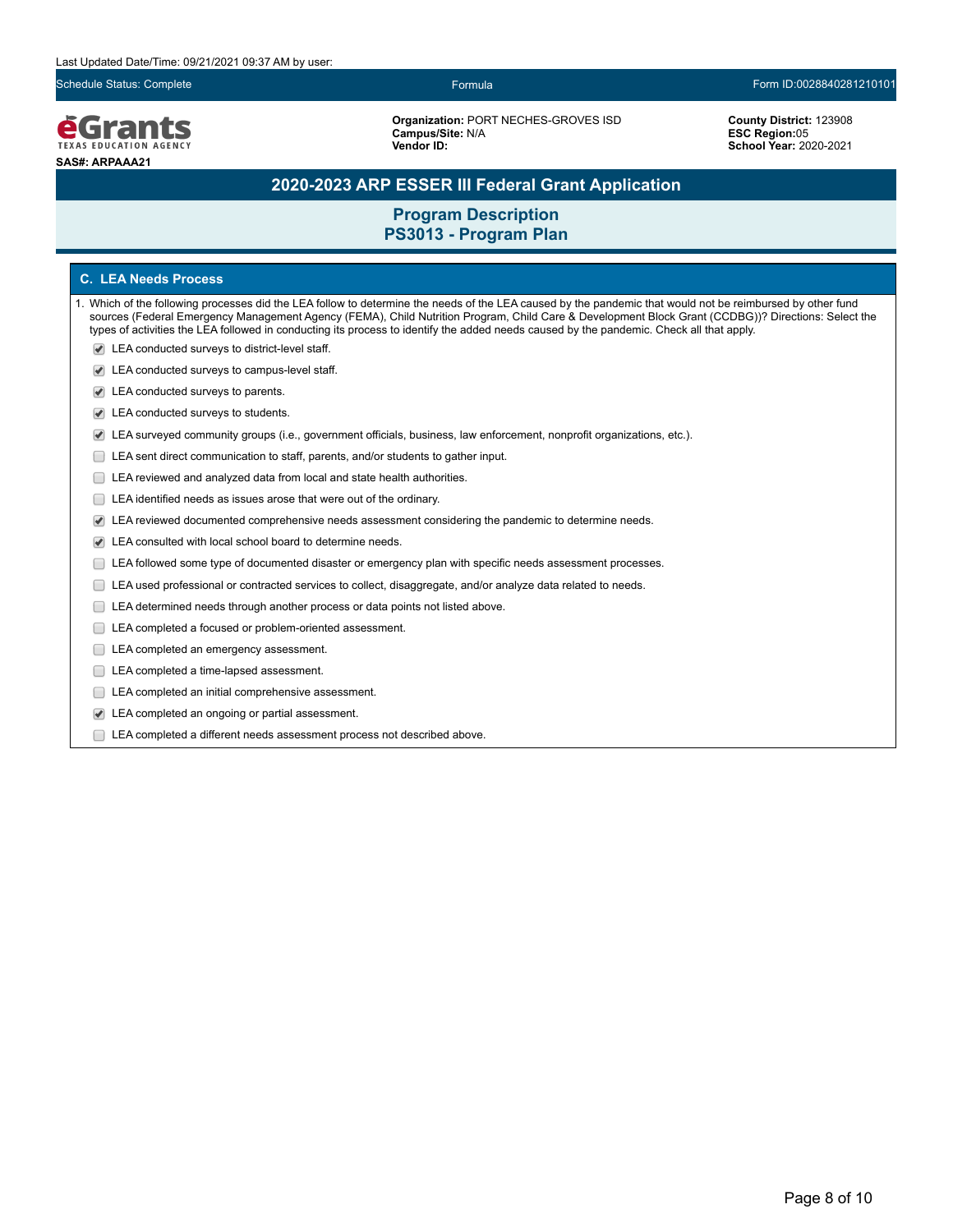Last Updated Date/Time: 09/21/2021 09:37 AM by user:

Schedule Status: Complete | Formula | Form ID:0028840281210101

**eGrants** TEXAS EDUCATION AGENCY

**SAS#: ARPAAA21**

**Organization:** PORT NECHES-GROVES ISD
**Campus/Site:** N/A
**Vendor ID:**

**County District:** 123908
**ESC Region:** 05
**School Year:** 2020-2021

# 2020-2023 ARP ESSER III Federal Grant Application

## Program Description
## PS3013 - Program Plan

### C. LEA Needs Process

1. Which of the following processes did the LEA follow to determine the needs of the LEA caused by the pandemic that would not be reimbursed by other fund sources (Federal Emergency Management Agency (FEMA), Child Nutrition Program, Child Care & Development Block Grant (CCDBG))? Directions: Select the types of activities the LEA followed in conducting its process to identify the added needs caused by the pandemic. Check all that apply.

- [x] LEA conducted surveys to district-level staff.
- [x] LEA conducted surveys to campus-level staff.
- [x] LEA conducted surveys to parents.
- [x] LEA conducted surveys to students.
- [x] LEA surveyed community groups (i.e., government officials, business, law enforcement, nonprofit organizations, etc.).
- [ ] LEA sent direct communication to staff, parents, and/or students to gather input.
- [ ] LEA reviewed and analyzed data from local and state health authorities.
- [ ] LEA identified needs as issues arose that were out of the ordinary.
- [x] LEA reviewed documented comprehensive needs assessment considering the pandemic to determine needs.
- [x] LEA consulted with local school board to determine needs.
- [ ] LEA followed some type of documented disaster or emergency plan with specific needs assessment processes.
- [ ] LEA used professional or contracted services to collect, disaggregate, and/or analyze data related to needs.
- [ ] LEA determined needs through another process or data points not listed above.
- [ ] LEA completed a focused or problem-oriented assessment.
- [ ] LEA completed an emergency assessment.
- [ ] LEA completed a time-lapsed assessment.
- [ ] LEA completed an initial comprehensive assessment.
- [x] LEA completed an ongoing or partial assessment.
- [ ] LEA completed a different needs assessment process not described above.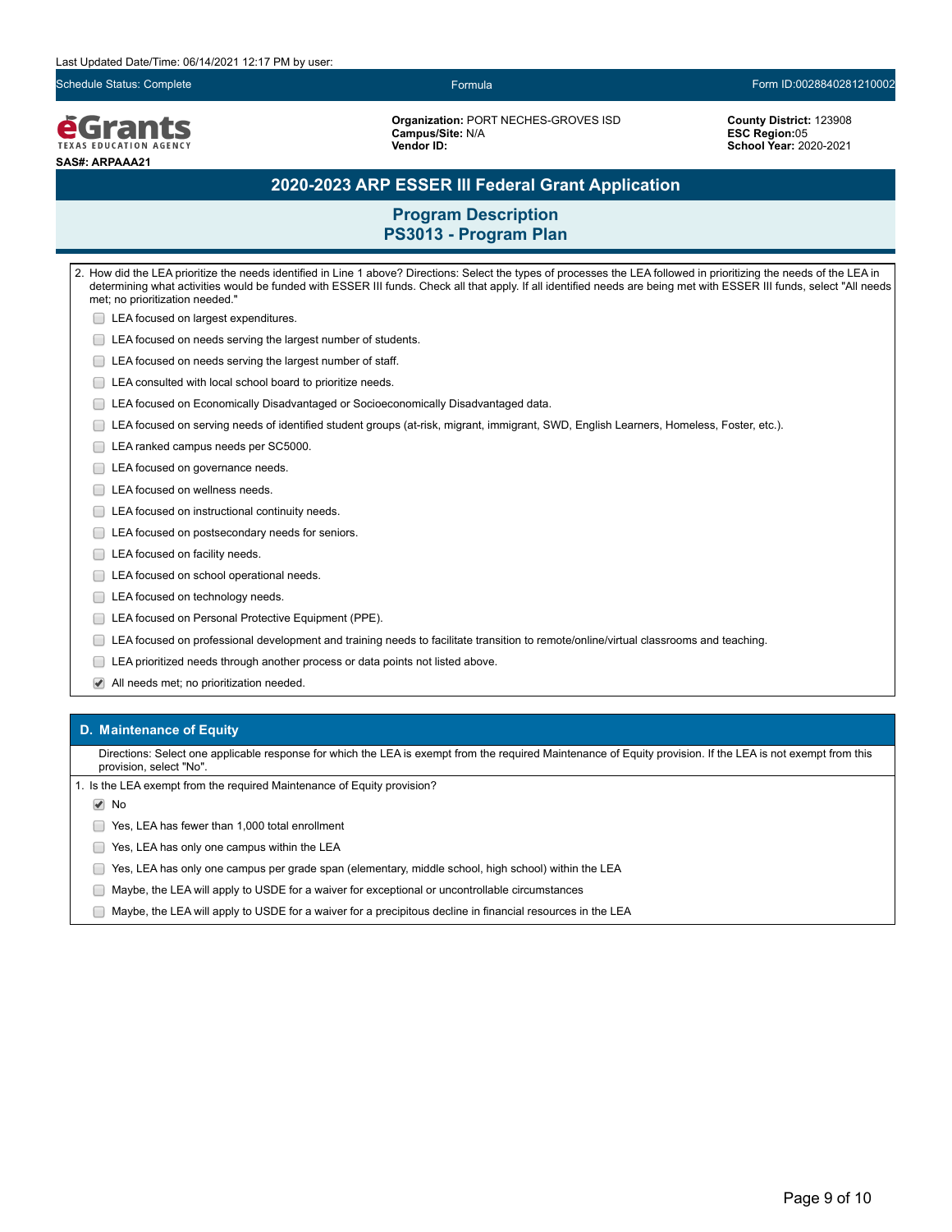Last Updated Date/Time: 06/14/2021 12:17 PM by user:

Schedule Status: Complete | Formula | Form ID:0028840281210002

**eGrants** TEXAS EDUCATION AGENCY

**SAS#: ARPAAA21**

**Organization:** PORT NECHES-GROVES ISD
**Campus/Site:** N/A
**Vendor ID:**

**County District:** 123908
**ESC Region:**05
**School Year:** 2020-2021

# 2020-2023 ARP ESSER III Federal Grant Application

## Program Description
## PS3013 - Program Plan

2. How did the LEA prioritize the needs identified in Line 1 above? Directions: Select the types of processes the LEA followed in prioritizing the needs of the LEA in determining what activities would be funded with ESSER III funds. Check all that apply. If all identified needs are being met with ESSER III funds, select "All needs met; no prioritization needed."

- [ ] LEA focused on largest expenditures.
- [ ] LEA focused on needs serving the largest number of students.
- [ ] LEA focused on needs serving the largest number of staff.
- [ ] LEA consulted with local school board to prioritize needs.
- [ ] LEA focused on Economically Disadvantaged or Socioeconomically Disadvantaged data.
- [ ] LEA focused on serving needs of identified student groups (at-risk, migrant, immigrant, SWD, English Learners, Homeless, Foster, etc.).
- [ ] LEA ranked campus needs per SC5000.
- [ ] LEA focused on governance needs.
- [ ] LEA focused on wellness needs.
- [ ] LEA focused on instructional continuity needs.
- [ ] LEA focused on postsecondary needs for seniors.
- [ ] LEA focused on facility needs.
- [ ] LEA focused on school operational needs.
- [ ] LEA focused on technology needs.
- [ ] LEA focused on Personal Protective Equipment (PPE).
- [ ] LEA focused on professional development and training needs to facilitate transition to remote/online/virtual classrooms and teaching.
- [ ] LEA prioritized needs through another process or data points not listed above.
- [x] All needs met; no prioritization needed.

### D. Maintenance of Equity

Directions: Select one applicable response for which the LEA is exempt from the required Maintenance of Equity provision. If the LEA is not exempt from this provision, select "No".

1. Is the LEA exempt from the required Maintenance of Equity provision?

- [x] No
- [ ] Yes, LEA has fewer than 1,000 total enrollment
- [ ] Yes, LEA has only one campus within the LEA
- [ ] Yes, LEA has only one campus per grade span (elementary, middle school, high school) within the LEA
- [ ] Maybe, the LEA will apply to USDE for a waiver for exceptional or uncontrollable circumstances
- [ ] Maybe, the LEA will apply to USDE for a waiver for a precipitous decline in financial resources in the LEA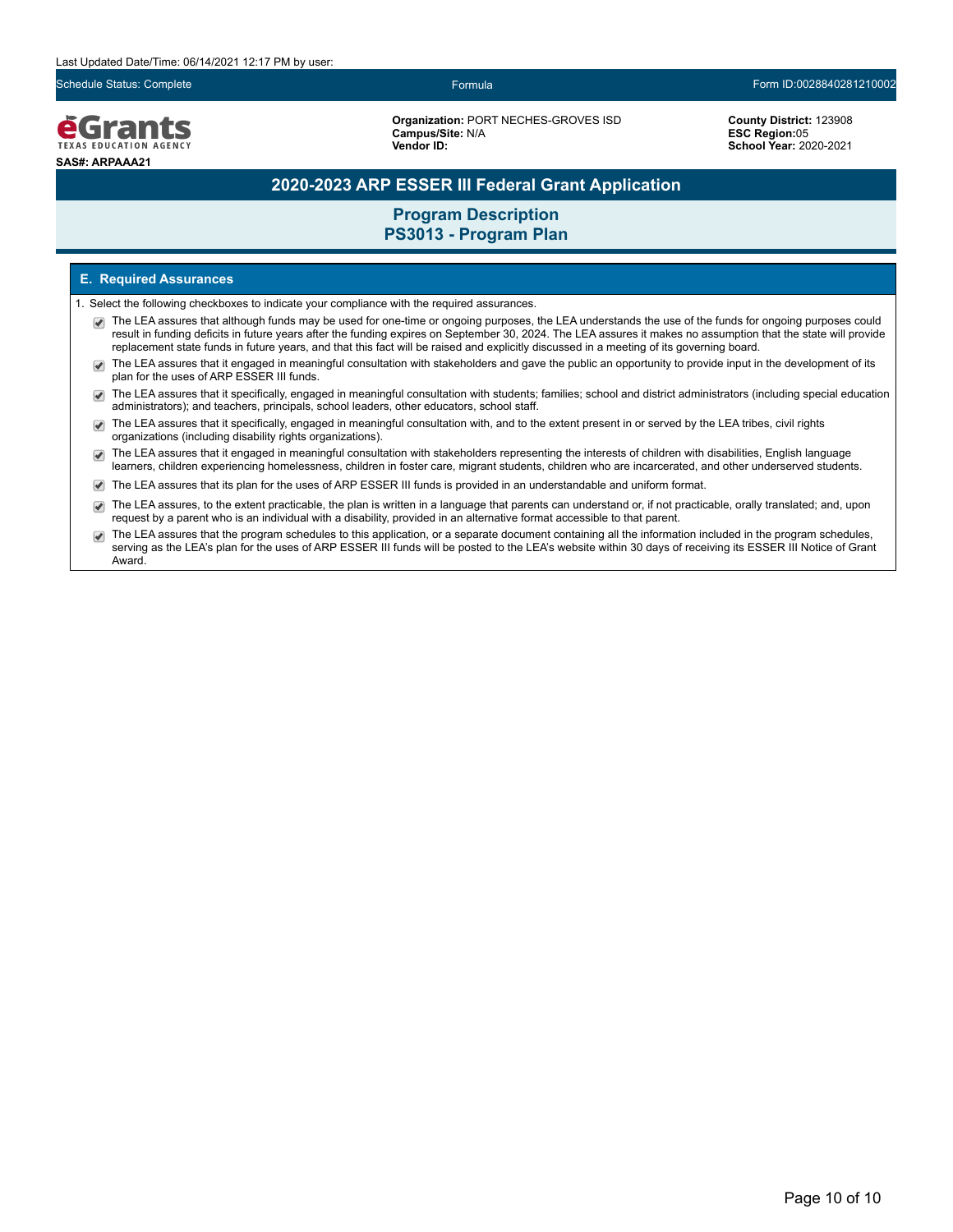Last Updated Date/Time: 06/14/2021 12:17 PM by user:

Schedule Status: Complete | Formula | Form ID:0028840281210002

**eGrants** TEXAS EDUCATION AGENCY

**SAS#: ARPAAA21**

**Organization:** PORT NECHES-GROVES ISD
**Campus/Site:** N/A
**Vendor ID:**

**County District:** 123908
**ESC Region:** 05
**School Year:** 2020-2021

# 2020-2023 ARP ESSER III Federal Grant Application

## Program Description
## PS3013 - Program Plan

### E. Required Assurances

1. Select the following checkboxes to indicate your compliance with the required assurances.

- [x] The LEA assures that although funds may be used for one-time or ongoing purposes, the LEA understands the use of the funds for ongoing purposes could result in funding deficits in future years after the funding expires on September 30, 2024. The LEA assures it makes no assumption that the state will provide replacement state funds in future years, and that this fact will be raised and explicitly discussed in a meeting of its governing board.
- [x] The LEA assures that it engaged in meaningful consultation with stakeholders and gave the public an opportunity to provide input in the development of its plan for the uses of ARP ESSER III funds.
- [x] The LEA assures that it specifically, engaged in meaningful consultation with students; families; school and district administrators (including special education administrators); and teachers, principals, school leaders, other educators, school staff.
- [x] The LEA assures that it specifically, engaged in meaningful consultation with, and to the extent present in or served by the LEA tribes, civil rights organizations (including disability rights organizations).
- [x] The LEA assures that it engaged in meaningful consultation with stakeholders representing the interests of children with disabilities, English language learners, children experiencing homelessness, children in foster care, migrant students, children who are incarcerated, and other underserved students.
- [x] The LEA assures that its plan for the uses of ARP ESSER III funds is provided in an understandable and uniform format.
- [x] The LEA assures, to the extent practicable, the plan is written in a language that parents can understand or, if not practicable, orally translated; and, upon request by a parent who is an individual with a disability, provided in an alternative format accessible to that parent.
- [x] The LEA assures that the program schedules to this application, or a separate document containing all the information included in the program schedules, serving as the LEA's plan for the uses of ARP ESSER III funds will be posted to the LEA's website within 30 days of receiving its ESSER III Notice of Grant Award.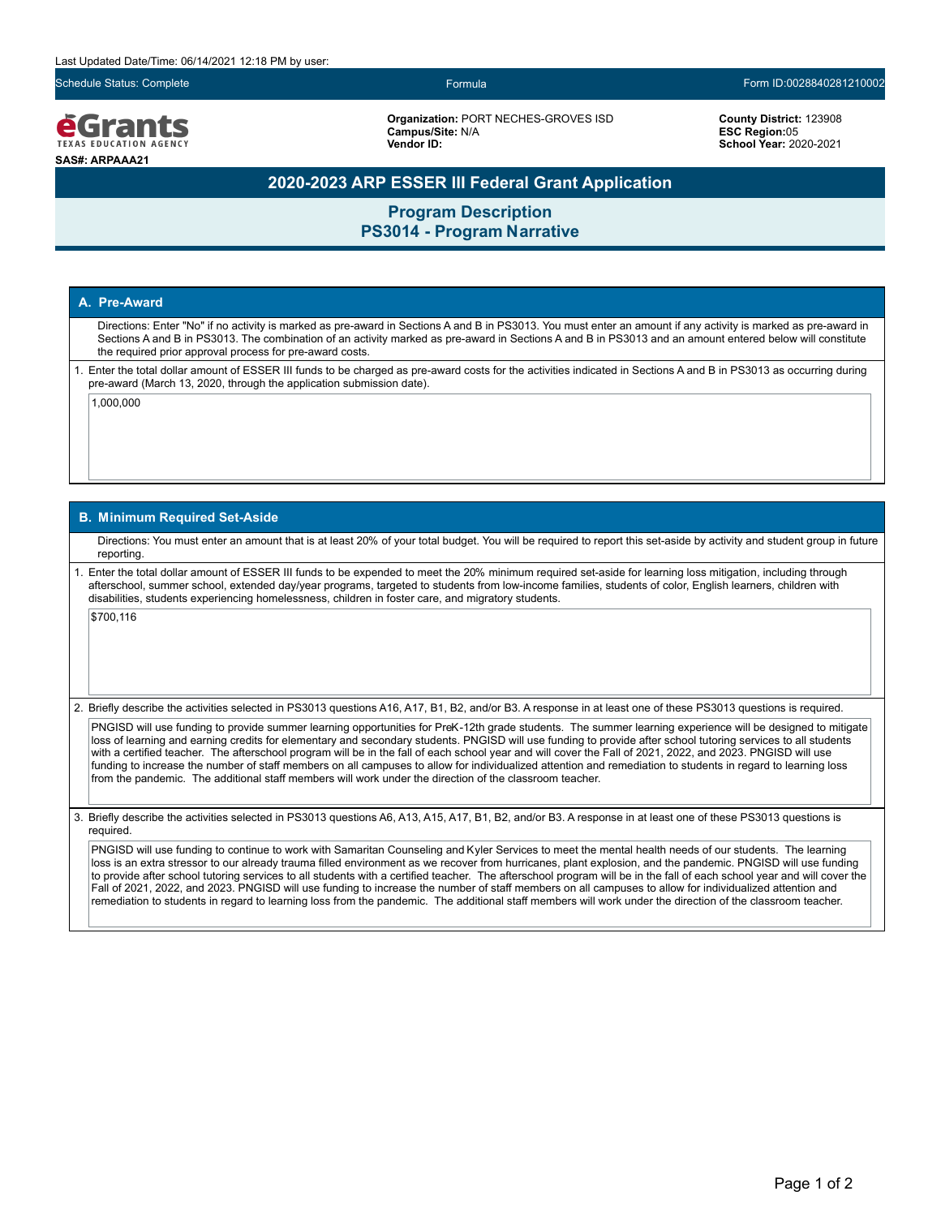Last Updated Date/Time: 06/14/2021 12:18 PM by user:

Schedule Status: Complete | Formula | Form ID:0028840281210002

**eGrants** TEXAS EDUCATION AGENCY

**SAS#: ARPAAA21**

**Organization:** PORT NECHES-GROVES ISD
**Campus/Site:** N/A
**Vendor ID:**

**County District:** 123908
**ESC Region:** 05
**School Year:** 2020-2021

# 2020-2023 ARP ESSER III Federal Grant Application

## Program Description
## PS3014 - Program Narrative

### A. Pre-Award

Directions: Enter "No" if no activity is marked as pre-award in Sections A and B in PS3013. You must enter an amount if any activity is marked as pre-award in Sections A and B in PS3013. The combination of an activity marked as pre-award in Sections A and B in PS3013 and an amount entered below will constitute the required prior approval process for pre-award costs.

1. Enter the total dollar amount of ESSER III funds to be charged as pre-award costs for the activities indicated in Sections A and B in PS3013 as occurring during pre-award (March 13, 2020, through the application submission date).

   1,000,000

### B. Minimum Required Set-Aside

Directions: You must enter an amount that is at least 20% of your total budget. You will be required to report this set-aside by activity and student group in future reporting.

1. Enter the total dollar amount of ESSER III funds to be expended to meet the 20% minimum required set-aside for learning loss mitigation, including through afterschool, summer school, extended day/year programs, targeted to students from low-income families, students of color, English learners, children with disabilities, students experiencing homelessness, children in foster care, and migratory students.

   $700,116

2. Briefly describe the activities selected in PS3013 questions A16, A17, B1, B2, and/or B3. A response in at least one of these PS3013 questions is required.

   PNGISD will use funding to provide summer learning opportunities for PreK-12th grade students. The summer learning experience will be designed to mitigate loss of learning and earning credits for elementary and secondary students. PNGISD will use funding to provide after school tutoring services to all students with a certified teacher. The afterschool program will be in the fall of each school year and will cover the Fall of 2021, 2022, and 2023. PNGISD will use funding to increase the number of staff members on all campuses to allow for individualized attention and remediation to students in regard to learning loss from the pandemic. The additional staff members will work under the direction of the classroom teacher.

3. Briefly describe the activities selected in PS3013 questions A6, A13, A15, A17, B1, B2, and/or B3. A response in at least one of these PS3013 questions is required.

   PNGISD will use funding to continue to work with Samaritan Counseling and Kyler Services to meet the mental health needs of our students. The learning loss is an extra stressor to our already trauma filled environment as we recover from hurricanes, plant explosion, and the pandemic. PNGISD will use funding to provide after school tutoring services to all students with a certified teacher. The afterschool program will be in the fall of each school year and will cover the Fall of 2021, 2022, and 2023. PNGISD will use funding to increase the number of staff members on all campuses to allow for individualized attention and remediation to students in regard to learning loss from the pandemic. The additional staff members will work under the direction of the classroom teacher.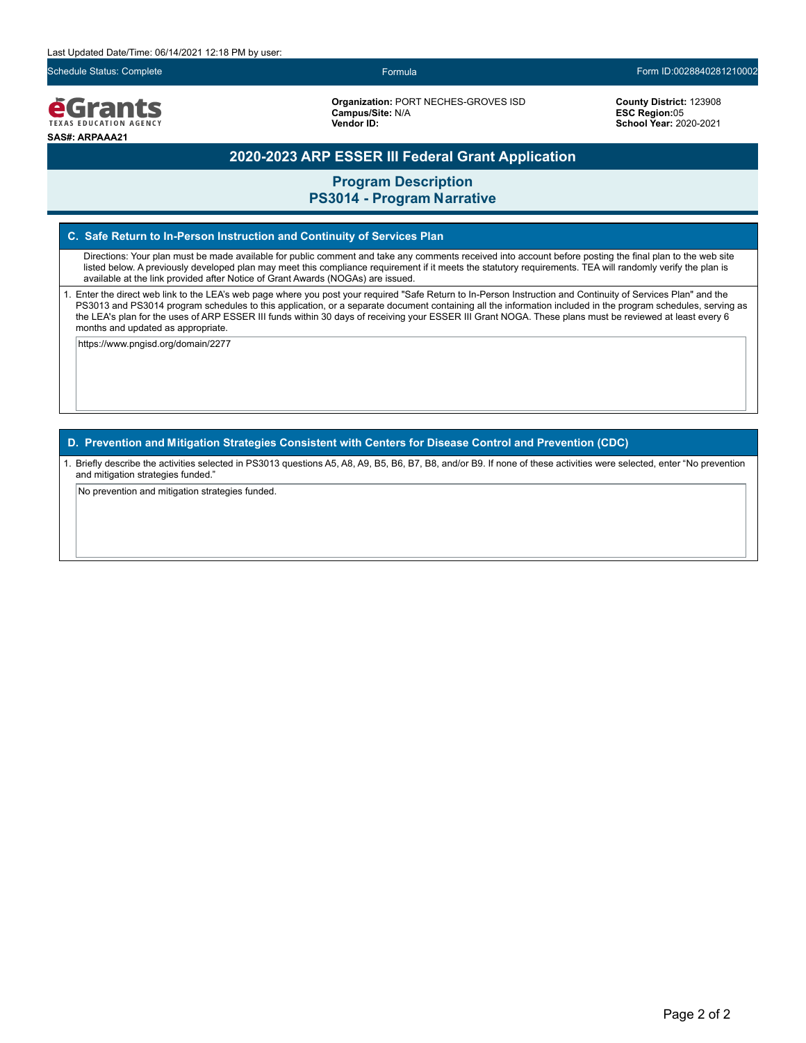Last Updated Date/Time: 06/14/2021 12:18 PM by user:

Schedule Status: Complete | Formula | Form ID:0028840281210002

eGrants TEXAS EDUCATION AGENCY

**SAS#: ARPAAA21**

**Organization:** PORT NECHES-GROVES ISD
**Campus/Site:** N/A
**Vendor ID:**

**County District:** 123908
**ESC Region:** 05
**School Year:** 2020-2021

# 2020-2023 ARP ESSER III Federal Grant Application

## Program Description
## PS3014 - Program Narrative

### C. Safe Return to In-Person Instruction and Continuity of Services Plan

Directions: Your plan must be made available for public comment and take any comments received into account before posting the final plan to the web site listed below. A previously developed plan may meet this compliance requirement if it meets the statutory requirements. TEA will randomly verify the plan is available at the link provided after Notice of Grant Awards (NOGAs) are issued.

1. Enter the direct web link to the LEA's web page where you post your required "Safe Return to In-Person Instruction and Continuity of Services Plan" and the PS3013 and PS3014 program schedules to this application, or a separate document containing all the information included in the program schedules, serving as the LEA's plan for the uses of ARP ESSER III funds within 30 days of receiving your ESSER III Grant NOGA. These plans must be reviewed at least every 6 months and updated as appropriate.

https://www.pngisd.org/domain/2277

### D. Prevention and Mitigation Strategies Consistent with Centers for Disease Control and Prevention (CDC)

1. Briefly describe the activities selected in PS3013 questions A5, A8, A9, B5, B6, B7, B8, and/or B9. If none of these activities were selected, enter "No prevention and mitigation strategies funded."

No prevention and mitigation strategies funded.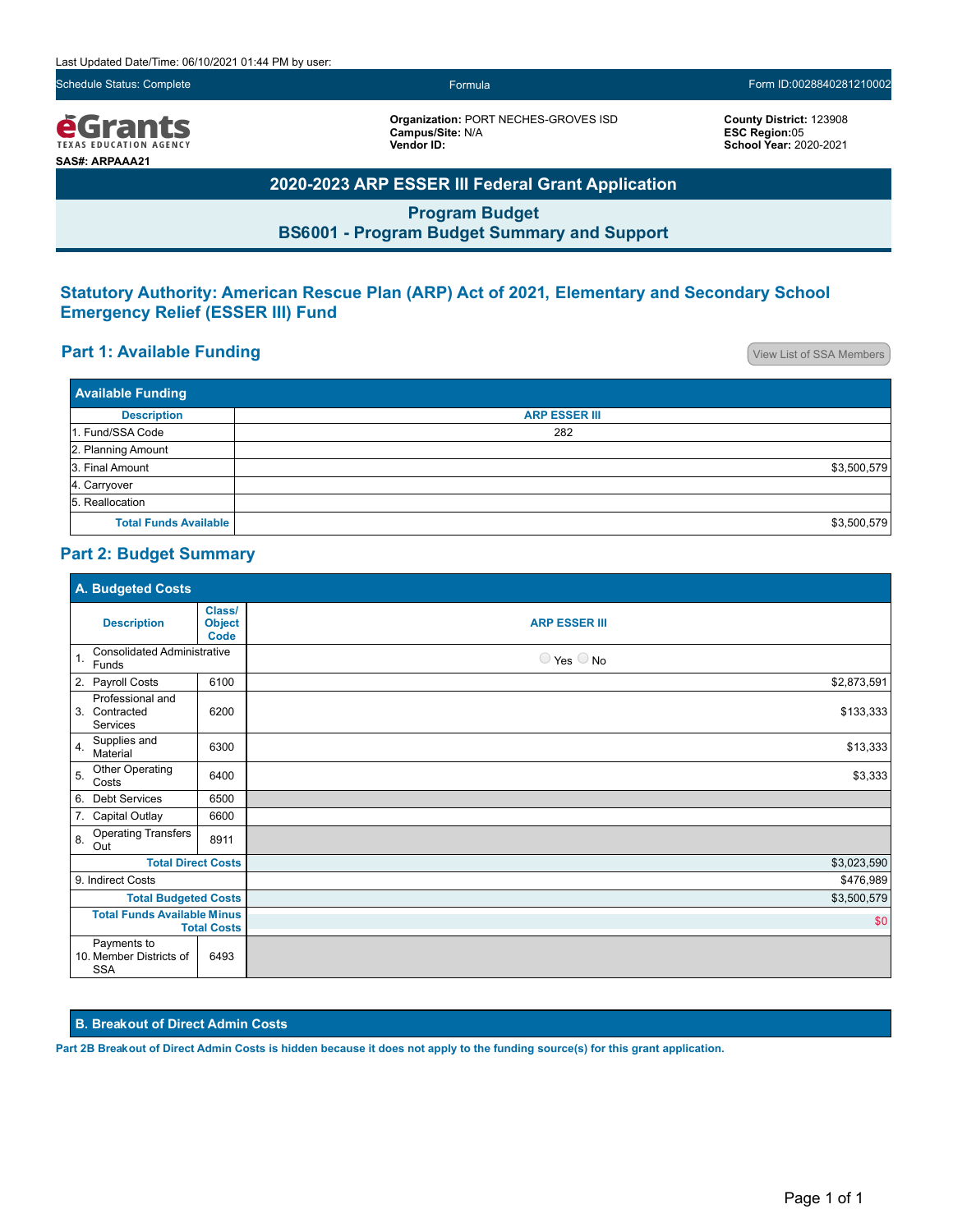Last Updated Date/Time: 06/10/2021 01:44 PM by user:

Schedule Status: Complete | Formula | Form ID:0028840281210002

**eGrants** TEXAS EDUCATION AGENCY

**SAS#: ARPAAA21**

**Organization:** PORT NECHES-GROVES ISD
**Campus/Site:** N/A
**Vendor ID:**

**County District:** 123908
**ESC Region:**05
**School Year:** 2020-2021

# 2020-2023 ARP ESSER III Federal Grant Application

## Program Budget
## BS6001 - Program Budget Summary and Support

### Statutory Authority: American Rescue Plan (ARP) Act of 2021, Elementary and Secondary School Emergency Relief (ESSER III) Fund

### Part 1: Available Funding

View List of SSA Members

| Description | ARP ESSER III |
|---|---|
| 1. Fund/SSA Code | 282 |
| 2. Planning Amount | |
| 3. Final Amount | $3,500,579 |
| 4. Carryover | |
| 5. Reallocation | |
| Total Funds Available | $3,500,579 |

### Part 2: Budget Summary

**A. Budgeted Costs**

| Description | Class/ Object Code | ARP ESSER III |
|---|---|---|
| 1. Consolidated Administrative Funds | | Yes No |
| 2. Payroll Costs | 6100 | $2,873,591 |
| 3. Professional and Contracted Services | 6200 | $133,333 |
| 4. Supplies and Material | 6300 | $13,333 |
| 5. Other Operating Costs | 6400 | $3,333 |
| 6. Debt Services | 6500 | |
| 7. Capital Outlay | 6600 | |
| 8. Operating Transfers Out | 8911 | |
| Total Direct Costs | | $3,023,590 |
| 9. Indirect Costs | | $476,989 |
| Total Budgeted Costs | | $3,500,579 |
| Total Funds Available Minus Total Costs | | $0 |
| 10. Payments to Member Districts of SSA | 6493 | |

**B. Breakout of Direct Admin Costs**

**Part 2B Breakout of Direct Admin Costs is hidden because it does not apply to the funding source(s) for this grant application.**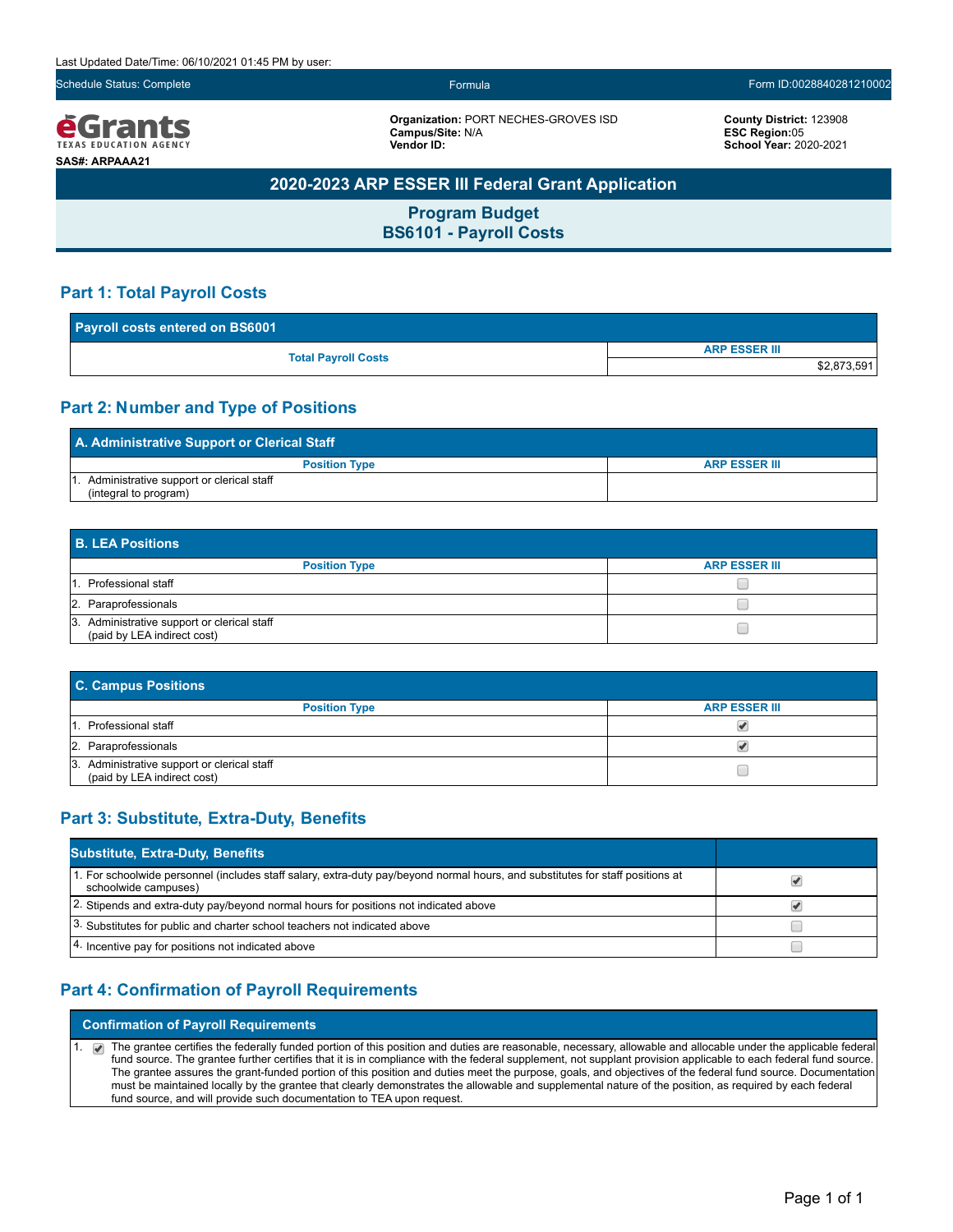Last Updated Date/Time: 06/10/2021 01:45 PM by user:

Schedule Status: Complete | Formula | Form ID:0028840281210002

**eGrants** TEXAS EDUCATION AGENCY

**SAS#: ARPAAA21**

**Organization:** PORT NECHES-GROVES ISD
**Campus/Site:** N/A
**Vendor ID:**

**County District:** 123908
**ESC Region:** 05
**School Year:** 2020-2021

# 2020-2023 ARP ESSER III Federal Grant Application

## Program Budget
## BS6101 - Payroll Costs

### Part 1: Total Payroll Costs

| Payroll costs entered on BS6001 | |
|---|---|
| | ARP ESSER III |
| Total Payroll Costs | $2,873,591 |

### Part 2: Number and Type of Positions

| A. Administrative Support or Clerical Staff | |
|---|---|
| Position Type | ARP ESSER III |
| 1. Administrative support or clerical staff (integral to program) | |

| B. LEA Positions | |
|---|---|
| Position Type | ARP ESSER III |
| 1. Professional staff | ☐ |
| 2. Paraprofessionals | ☐ |
| 3. Administrative support or clerical staff (paid by LEA indirect cost) | ☐ |

| C. Campus Positions | |
|---|---|
| Position Type | ARP ESSER III |
| 1. Professional staff | ☑ |
| 2. Paraprofessionals | ☑ |
| 3. Administrative support or clerical staff (paid by LEA indirect cost) | ☐ |

### Part 3: Substitute, Extra-Duty, Benefits

| Substitute, Extra-Duty, Benefits | |
|---|---|
| 1. For schoolwide personnel (includes staff salary, extra-duty pay/beyond normal hours, and substitutes for staff positions at schoolwide campuses) | ☑ |
| 2. Stipends and extra-duty pay/beyond normal hours for positions not indicated above | ☑ |
| 3. Substitutes for public and charter school teachers not indicated above | ☐ |
| 4. Incentive pay for positions not indicated above | ☐ |

### Part 4: Confirmation of Payroll Requirements

| Confirmation of Payroll Requirements |
|---|
| 1. ☑ The grantee certifies the federally funded portion of this position and duties are reasonable, necessary, allowable and allocable under the applicable federal fund source. The grantee further certifies that it is in compliance with the federal supplement, not supplant provision applicable to each federal fund source. The grantee assures the grant-funded portion of this position and duties meet the purpose, goals, and objectives of the federal fund source. Documentation must be maintained locally by the grantee that clearly demonstrates the allowable and supplemental nature of the position, as required by each federal fund source, and will provide such documentation to TEA upon request. |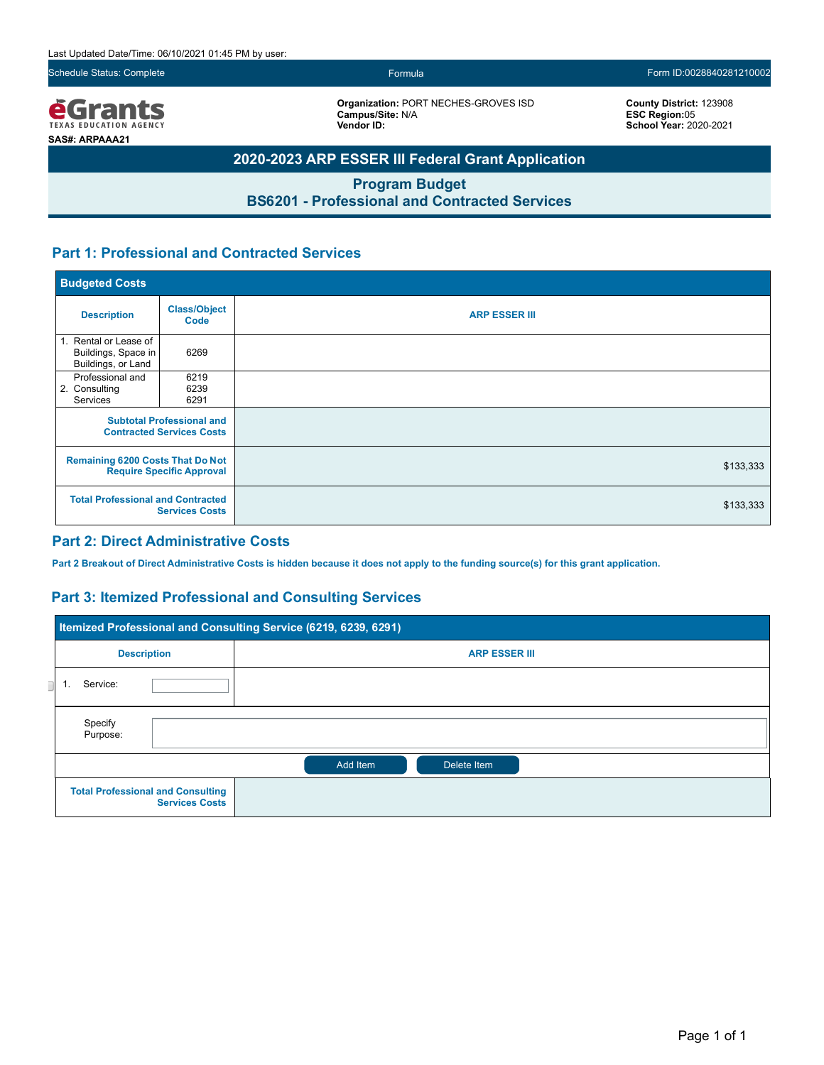Last Updated Date/Time: 06/10/2021 01:45 PM by user:

Schedule Status: Complete | Formula | Form ID:0028840281210002

**eGrants** TEXAS EDUCATION AGENCY

**SAS#: ARPAAA21**

**Organization:** PORT NECHES-GROVES ISD
**Campus/Site:** N/A
**Vendor ID:**

**County District:** 123908
**ESC Region:**05
**School Year:** 2020-2021

# 2020-2023 ARP ESSER III Federal Grant Application

## Program Budget
## BS6201 - Professional and Contracted Services

### Part 1: Professional and Contracted Services

**Budgeted Costs**

| Description | Class/Object Code | ARP ESSER III |
|---|---|---|
| 1. Rental or Lease of Buildings, Space in Buildings, or Land | 6269 | |
| 2. Professional and Consulting Services | 6219 6239 6291 | |
| Subtotal Professional and Contracted Services Costs | | |
| Remaining 6200 Costs That Do Not Require Specific Approval | | $133,333 |
| Total Professional and Contracted Services Costs | | $133,333 |

### Part 2: Direct Administrative Costs

**Part 2 Breakout of Direct Administrative Costs is hidden because it does not apply to the funding source(s) for this grant application.**

### Part 3: Itemized Professional and Consulting Services

**Itemized Professional and Consulting Service (6219, 6239, 6291)**

| Description | ARP ESSER III |
|---|---|
| 1. Service: | |
| Specify Purpose: | |
| Total Professional and Consulting Services Costs | |

Add Item | Delete Item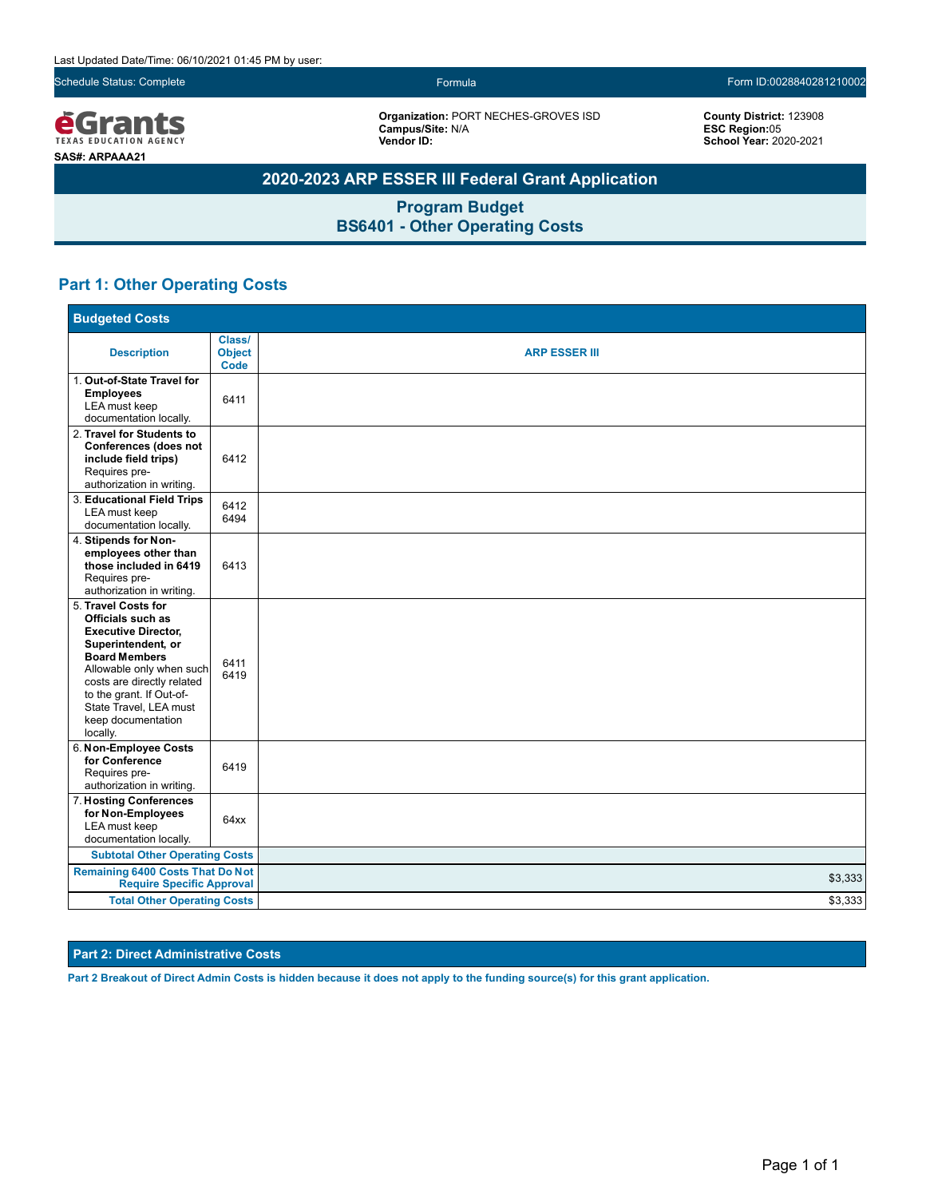Last Updated Date/Time: 06/10/2021 01:45 PM by user:

Schedule Status: Complete | Formula | Form ID:0028840281210002

**eGrants** TEXAS EDUCATION AGENCY

**SAS#: ARPAAA21**

**Organization:** PORT NECHES-GROVES ISD
**Campus/Site:** N/A
**Vendor ID:**

**County District:** 123908
**ESC Region:**05
**School Year:** 2020-2021

# 2020-2023 ARP ESSER III Federal Grant Application

## Program Budget
## BS6401 - Other Operating Costs

## Part 1: Other Operating Costs

**Budgeted Costs**

| Description | Class/ Object Code | ARP ESSER III |
|---|---|---|
| 1. **Out-of-State Travel for Employees** LEA must keep documentation locally. | 6411 | |
| 2. **Travel for Students to Conferences (does not include field trips)** Requires pre-authorization in writing. | 6412 | |
| 3. **Educational Field Trips** LEA must keep documentation locally. | 6412 6494 | |
| 4. **Stipends for Non-employees other than those included in 6419** Requires pre-authorization in writing. | 6413 | |
| 5. **Travel Costs for Officials such as Executive Director, Superintendent, or Board Members** Allowable only when such costs are directly related to the grant. If Out-of-State Travel, LEA must keep documentation locally. | 6411 6419 | |
| 6. **Non-Employee Costs for Conference** Requires pre-authorization in writing. | 6419 | |
| 7. **Hosting Conferences for Non-Employees** LEA must keep documentation locally. | 64xx | |
| **Subtotal Other Operating Costs** | | |
| **Remaining 6400 Costs That Do Not Require Specific Approval** | | $3,333 |
| **Total Other Operating Costs** | | $3,333 |

## Part 2: Direct Administrative Costs

**Part 2 Breakout of Direct Admin Costs is hidden because it does not apply to the funding source(s) for this grant application.**